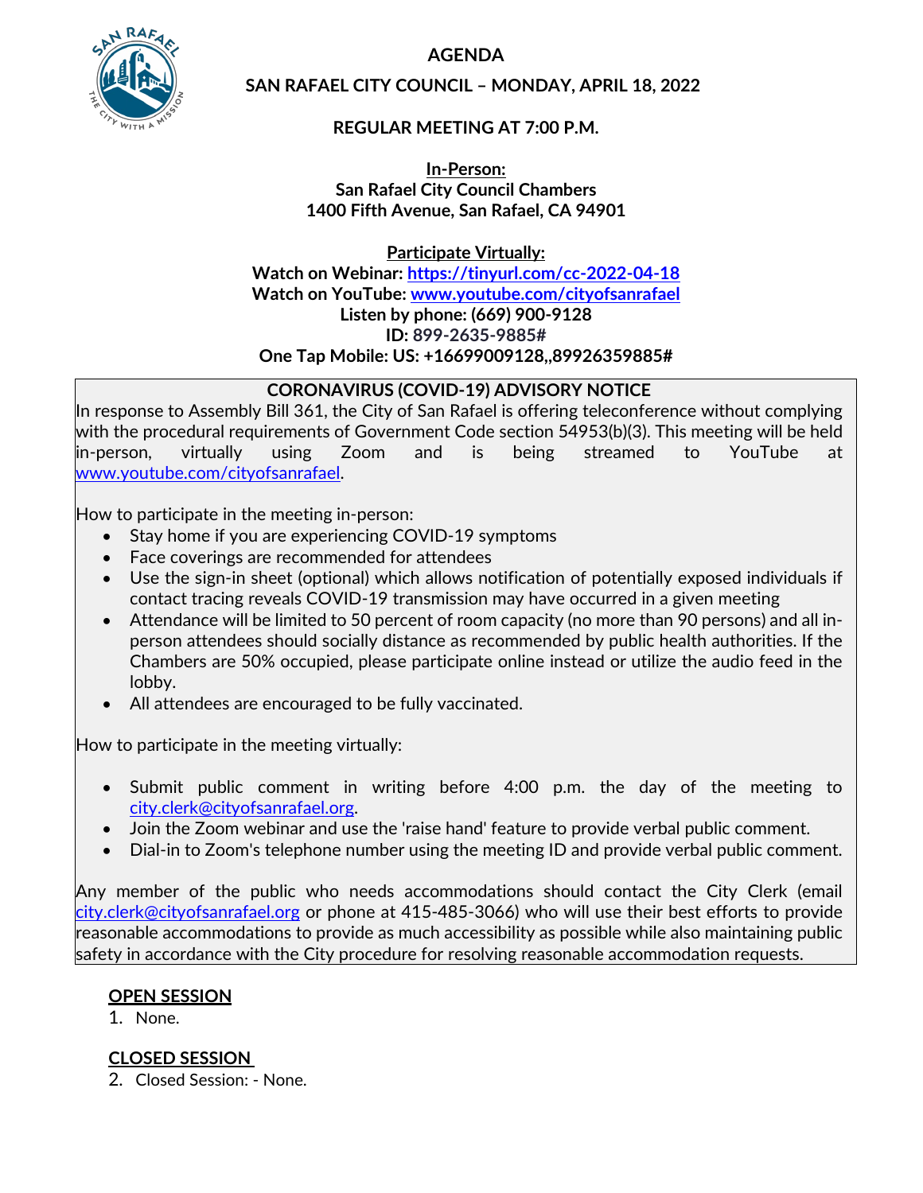# AGENDA

## SAN RAFAEL CITY COUNCIL – MONDAY, APRIL 18, 2022

### REGULAR MEETING AT 7:00 P.M.

**In-Person:**
**San Rafael City Council Chambers**
**1400 Fifth Avenue, San Rafael, CA 94901**

**Participate Virtually:**
**Watch on Webinar: https://tinyurl.com/cc-2022-04-18**
**Watch on YouTube: www.youtube.com/cityofsanrafael**
**Listen by phone: (669) 900-9128**
**ID: 899-2635-9885#**
**One Tap Mobile: US: +16699009128,,89926359885#**

**CORONAVIRUS (COVID-19) ADVISORY NOTICE**

In response to Assembly Bill 361, the City of San Rafael is offering teleconference without complying with the procedural requirements of Government Code section 54953(b)(3). This meeting will be held in-person, virtually using Zoom and is being streamed to YouTube at www.youtube.com/cityofsanrafael.

How to participate in the meeting in-person:

- Stay home if you are experiencing COVID-19 symptoms
- Face coverings are recommended for attendees
- Use the sign-in sheet (optional) which allows notification of potentially exposed individuals if contact tracing reveals COVID-19 transmission may have occurred in a given meeting
- Attendance will be limited to 50 percent of room capacity (no more than 90 persons) and all in-person attendees should socially distance as recommended by public health authorities. If the Chambers are 50% occupied, please participate online instead or utilize the audio feed in the lobby.
- All attendees are encouraged to be fully vaccinated.

How to participate in the meeting virtually:

- Submit public comment in writing before 4:00 p.m. the day of the meeting to city.clerk@cityofsanrafael.org.
- Join the Zoom webinar and use the 'raise hand' feature to provide verbal public comment.
- Dial-in to Zoom's telephone number using the meeting ID and provide verbal public comment.

Any member of the public who needs accommodations should contact the City Clerk (email city.clerk@cityofsanrafael.org or phone at 415-485-3066) who will use their best efforts to provide reasonable accommodations to provide as much accessibility as possible while also maintaining public safety in accordance with the City procedure for resolving reasonable accommodation requests.

**OPEN SESSION**

1. None.

**CLOSED SESSION**

2. Closed Session: - None.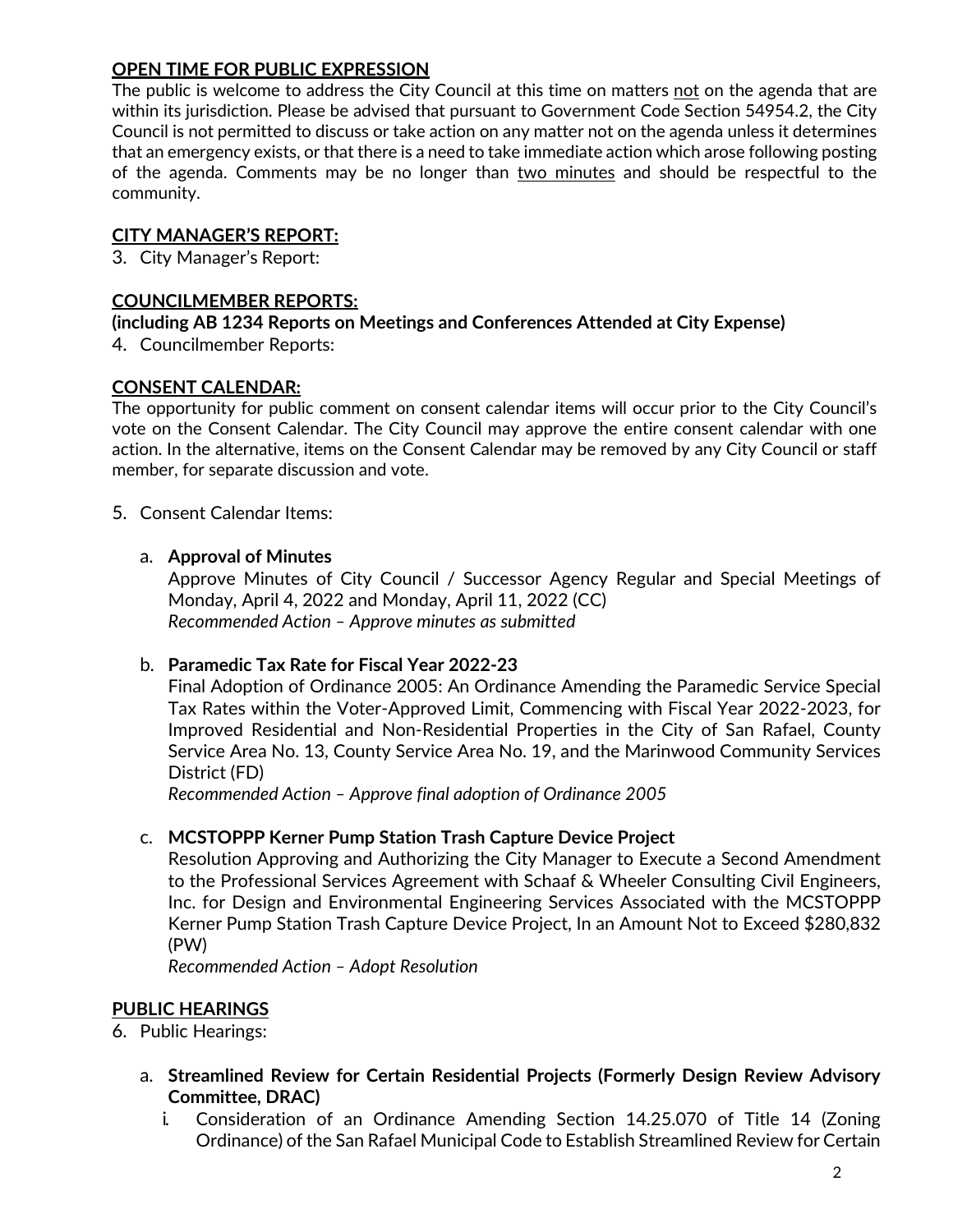## OPEN TIME FOR PUBLIC EXPRESSION

The public is welcome to address the City Council at this time on matters not on the agenda that are within its jurisdiction. Please be advised that pursuant to Government Code Section 54954.2, the City Council is not permitted to discuss or take action on any matter not on the agenda unless it determines that an emergency exists, or that there is a need to take immediate action which arose following posting of the agenda. Comments may be no longer than two minutes and should be respectful to the community.

## CITY MANAGER'S REPORT:

3. City Manager's Report:

## COUNCILMEMBER REPORTS:

**(including AB 1234 Reports on Meetings and Conferences Attended at City Expense)**

4. Councilmember Reports:

## CONSENT CALENDAR:

The opportunity for public comment on consent calendar items will occur prior to the City Council's vote on the Consent Calendar. The City Council may approve the entire consent calendar with one action. In the alternative, items on the Consent Calendar may be removed by any City Council or staff member, for separate discussion and vote.

5. Consent Calendar Items:

   a. **Approval of Minutes**
      Approve Minutes of City Council / Successor Agency Regular and Special Meetings of Monday, April 4, 2022 and Monday, April 11, 2022 (CC)
      *Recommended Action – Approve minutes as submitted*

   b. **Paramedic Tax Rate for Fiscal Year 2022-23**
      Final Adoption of Ordinance 2005: An Ordinance Amending the Paramedic Service Special Tax Rates within the Voter-Approved Limit, Commencing with Fiscal Year 2022-2023, for Improved Residential and Non-Residential Properties in the City of San Rafael, County Service Area No. 13, County Service Area No. 19, and the Marinwood Community Services District (FD)
      *Recommended Action – Approve final adoption of Ordinance 2005*

   c. **MCSTOPPP Kerner Pump Station Trash Capture Device Project**
      Resolution Approving and Authorizing the City Manager to Execute a Second Amendment to the Professional Services Agreement with Schaaf & Wheeler Consulting Civil Engineers, Inc. for Design and Environmental Engineering Services Associated with the MCSTOPPP Kerner Pump Station Trash Capture Device Project, In an Amount Not to Exceed $280,832 (PW)
      *Recommended Action – Adopt Resolution*

## PUBLIC HEARINGS

6. Public Hearings:

   a. **Streamlined Review for Certain Residential Projects (Formerly Design Review Advisory Committee, DRAC)**
      i. Consideration of an Ordinance Amending Section 14.25.070 of Title 14 (Zoning Ordinance) of the San Rafael Municipal Code to Establish Streamlined Review for Certain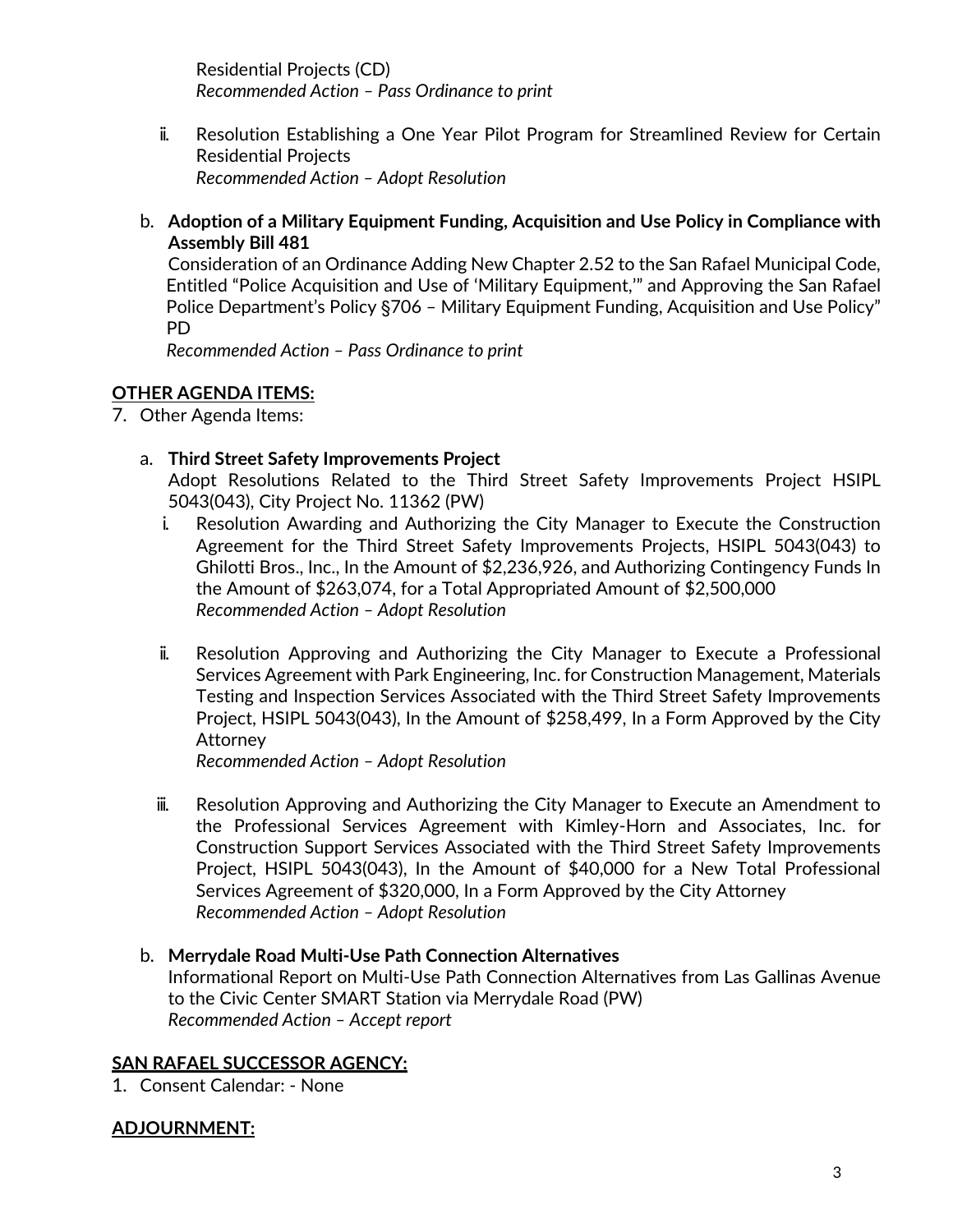Residential Projects (CD)
*Recommended Action – Pass Ordinance to print*

ii. Resolution Establishing a One Year Pilot Program for Streamlined Review for Certain Residential Projects
*Recommended Action – Adopt Resolution*

b. **Adoption of a Military Equipment Funding, Acquisition and Use Policy in Compliance with Assembly Bill 481**
Consideration of an Ordinance Adding New Chapter 2.52 to the San Rafael Municipal Code, Entitled "Police Acquisition and Use of 'Military Equipment,'" and Approving the San Rafael Police Department's Policy §706 – Military Equipment Funding, Acquisition and Use Policy" PD
*Recommended Action – Pass Ordinance to print*

**OTHER AGENDA ITEMS:**

7. Other Agenda Items:

a. **Third Street Safety Improvements Project**
Adopt Resolutions Related to the Third Street Safety Improvements Project HSIPL 5043(043), City Project No. 11362 (PW)

i. Resolution Awarding and Authorizing the City Manager to Execute the Construction Agreement for the Third Street Safety Improvements Projects, HSIPL 5043(043) to Ghilotti Bros., Inc., In the Amount of $2,236,926, and Authorizing Contingency Funds In the Amount of $263,074, for a Total Appropriated Amount of $2,500,000
*Recommended Action – Adopt Resolution*

ii. Resolution Approving and Authorizing the City Manager to Execute a Professional Services Agreement with Park Engineering, Inc. for Construction Management, Materials Testing and Inspection Services Associated with the Third Street Safety Improvements Project, HSIPL 5043(043), In the Amount of $258,499, In a Form Approved by the City Attorney
*Recommended Action – Adopt Resolution*

iii. Resolution Approving and Authorizing the City Manager to Execute an Amendment to the Professional Services Agreement with Kimley-Horn and Associates, Inc. for Construction Support Services Associated with the Third Street Safety Improvements Project, HSIPL 5043(043), In the Amount of $40,000 for a New Total Professional Services Agreement of $320,000, In a Form Approved by the City Attorney
*Recommended Action – Adopt Resolution*

b. **Merrydale Road Multi-Use Path Connection Alternatives**
Informational Report on Multi-Use Path Connection Alternatives from Las Gallinas Avenue to the Civic Center SMART Station via Merrydale Road (PW)
*Recommended Action – Accept report*

**SAN RAFAEL SUCCESSOR AGENCY:**

1. Consent Calendar: - None

**ADJOURNMENT:**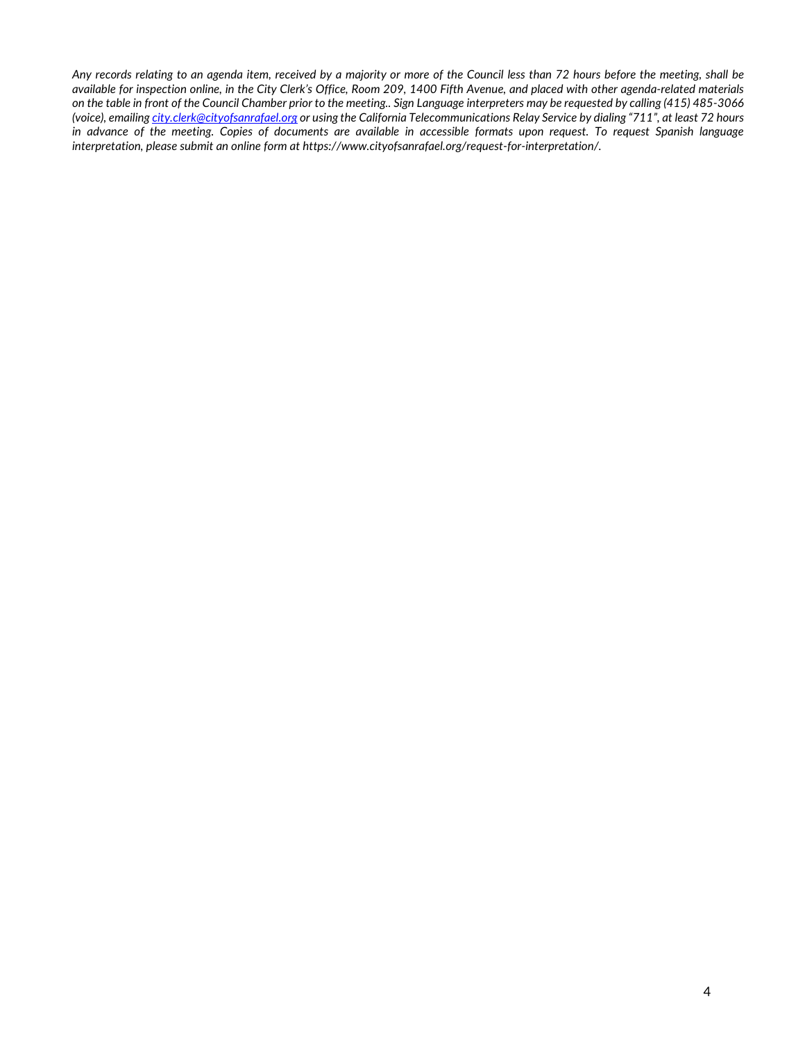*Any records relating to an agenda item, received by a majority or more of the Council less than 72 hours before the meeting, shall be available for inspection online, in the City Clerk's Office, Room 209, 1400 Fifth Avenue, and placed with other agenda-related materials on the table in front of the Council Chamber prior to the meeting.. Sign Language interpreters may be requested by calling (415) 485-3066 (voice), emailing [city.clerk@cityofsanrafael.org](mailto:city.clerk@cityofsanrafael.org) or using the California Telecommunications Relay Service by dialing "711", at least 72 hours in advance of the meeting. Copies of documents are available in accessible formats upon request. To request Spanish language interpretation, please submit an online form at https://www.cityofsanrafael.org/request-for-interpretation/.*